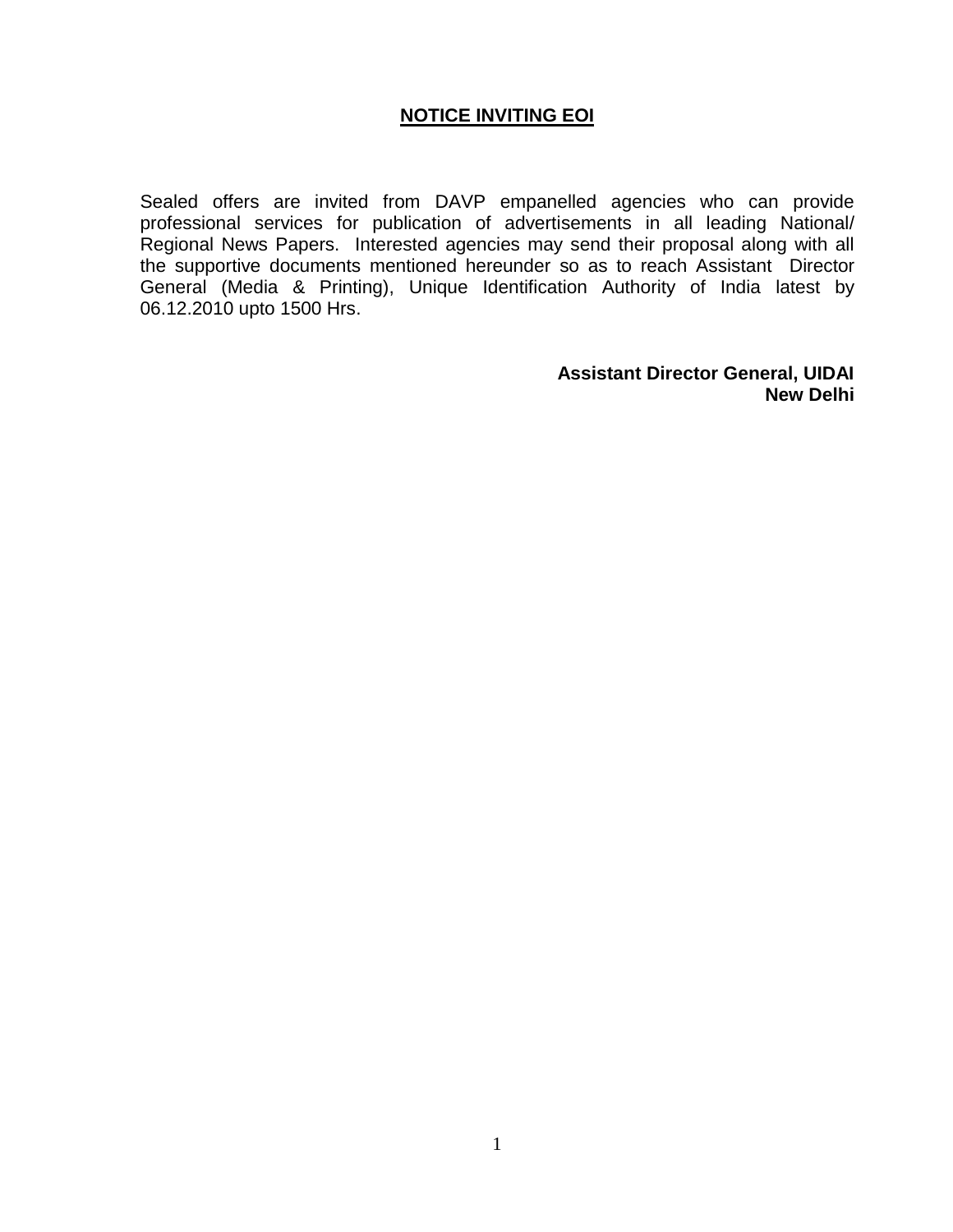# NOTICE INVITING EOI

Sealed offers are invited from DAVP empanelled agencies who can provide professional services for publication of advertisements in all leading National/ Regional News Papers. Interested agencies may send their proposal along with all the supportive documents mentioned hereunder so as to reach Assistant Director General (Media & Printing), Unique Identification Authority of India latest by 06.12.2010 upto 1500 Hrs.

**Assistant Director General, UIDAI**
**New Delhi**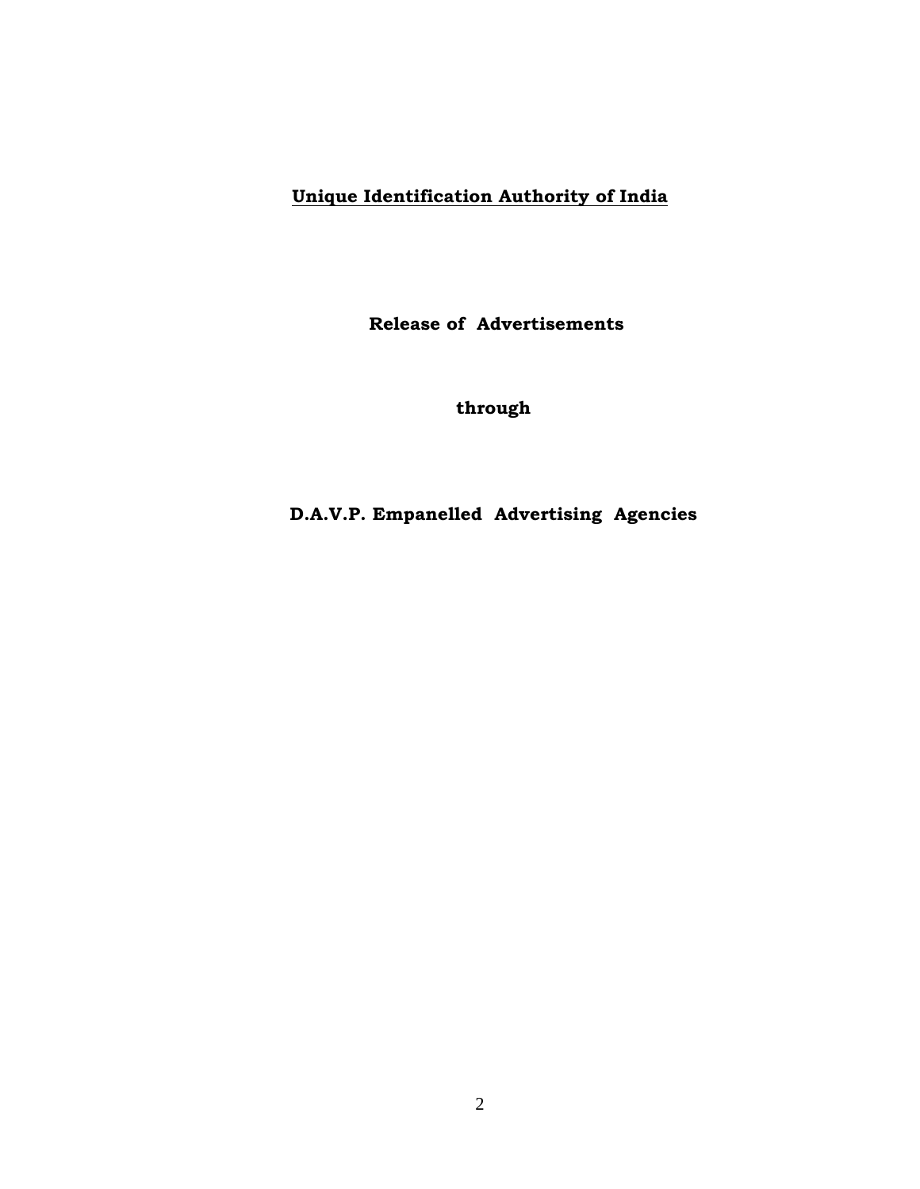# **Unique Identification Authority of India**

**Release of Advertisements**

**through**

**D.A.V.P. Empanelled Advertising Agencies**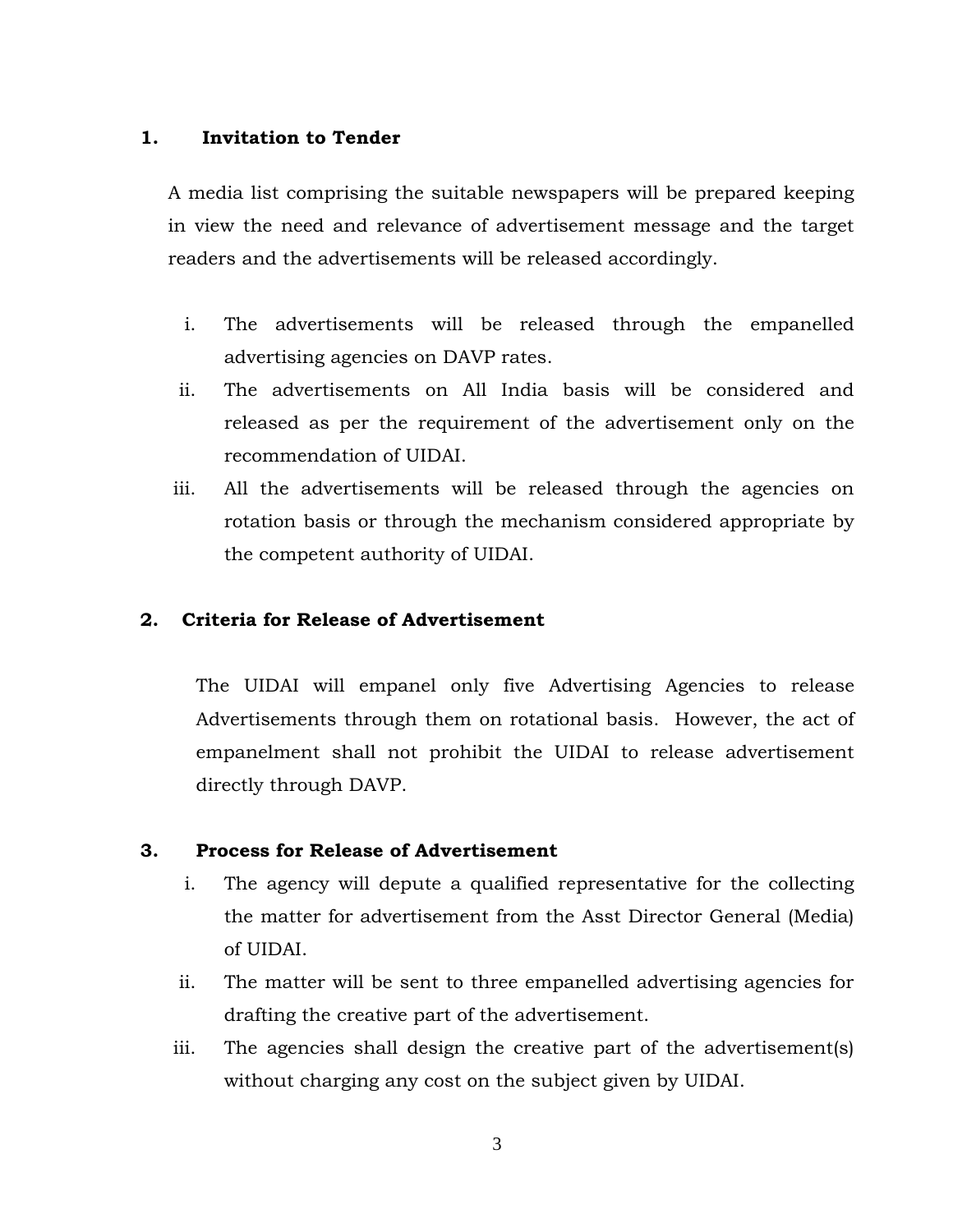## 1. Invitation to Tender

A media list comprising the suitable newspapers will be prepared keeping in view the need and relevance of advertisement message and the target readers and the advertisements will be released accordingly.

i. The advertisements will be released through the empanelled advertising agencies on DAVP rates.
ii. The advertisements on All India basis will be considered and released as per the requirement of the advertisement only on the recommendation of UIDAI.
iii. All the advertisements will be released through the agencies on rotation basis or through the mechanism considered appropriate by the competent authority of UIDAI.

## 2. Criteria for Release of Advertisement

The UIDAI will empanel only five Advertising Agencies to release Advertisements through them on rotational basis. However, the act of empanelment shall not prohibit the UIDAI to release advertisement directly through DAVP.

## 3. Process for Release of Advertisement

i. The agency will depute a qualified representative for the collecting the matter for advertisement from the Asst Director General (Media) of UIDAI.
ii. The matter will be sent to three empanelled advertising agencies for drafting the creative part of the advertisement.
iii. The agencies shall design the creative part of the advertisement(s) without charging any cost on the subject given by UIDAI.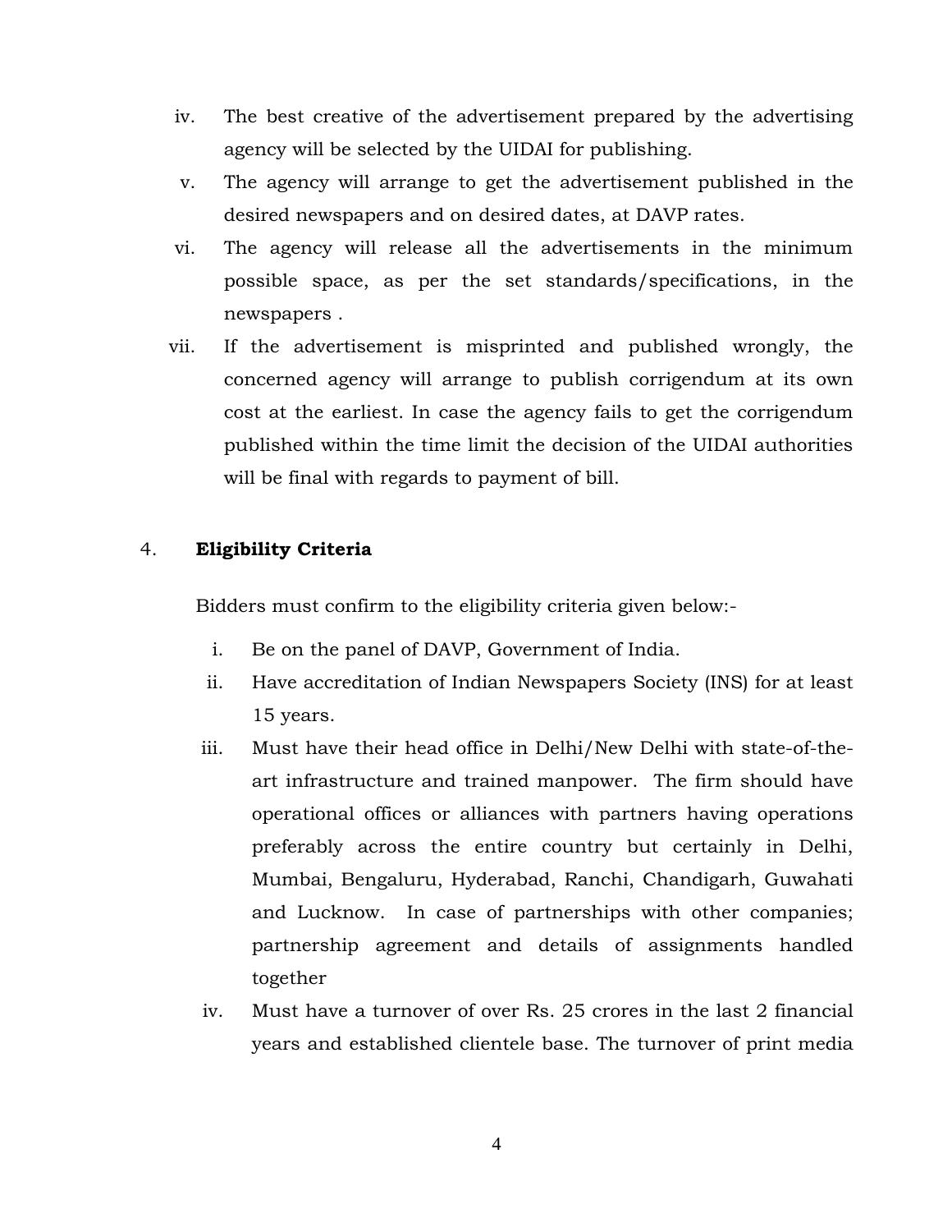iv. The best creative of the advertisement prepared by the advertising agency will be selected by the UIDAI for publishing.

v. The agency will arrange to get the advertisement published in the desired newspapers and on desired dates, at DAVP rates.

vi. The agency will release all the advertisements in the minimum possible space, as per the set standards/specifications, in the newspapers .

vii. If the advertisement is misprinted and published wrongly, the concerned agency will arrange to publish corrigendum at its own cost at the earliest. In case the agency fails to get the corrigendum published within the time limit the decision of the UIDAI authorities will be final with regards to payment of bill.

4. **Eligibility Criteria**

Bidders must confirm to the eligibility criteria given below:-

i. Be on the panel of DAVP, Government of India.

ii. Have accreditation of Indian Newspapers Society (INS) for at least 15 years.

iii. Must have their head office in Delhi/New Delhi with state-of-the-art infrastructure and trained manpower. The firm should have operational offices or alliances with partners having operations preferably across the entire country but certainly in Delhi, Mumbai, Bengaluru, Hyderabad, Ranchi, Chandigarh, Guwahati and Lucknow. In case of partnerships with other companies; partnership agreement and details of assignments handled together

iv. Must have a turnover of over Rs. 25 crores in the last 2 financial years and established clientele base. The turnover of print media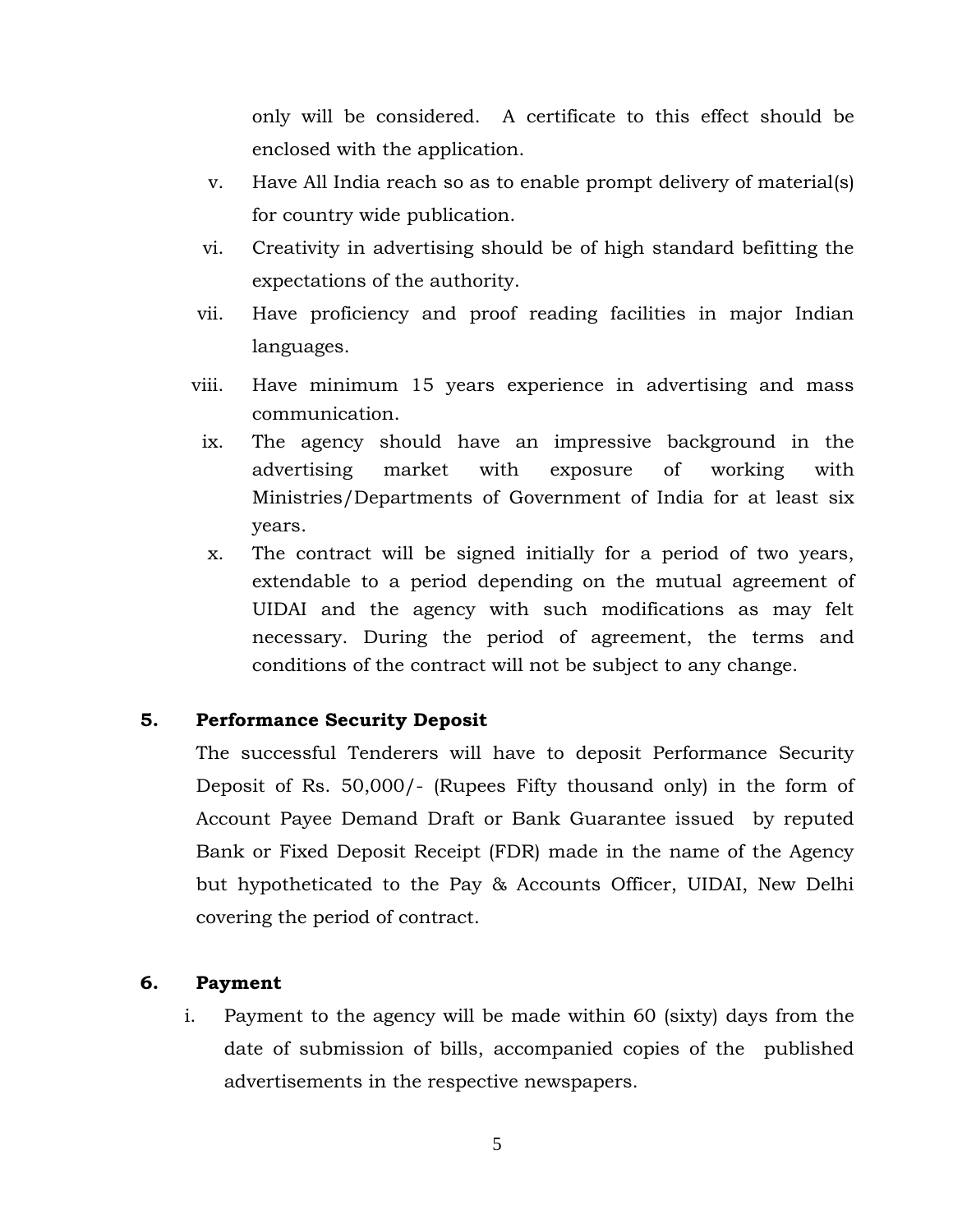only will be considered. A certificate to this effect should be enclosed with the application.

v. Have All India reach so as to enable prompt delivery of material(s) for country wide publication.

vi. Creativity in advertising should be of high standard befitting the expectations of the authority.

vii. Have proficiency and proof reading facilities in major Indian languages.

viii. Have minimum 15 years experience in advertising and mass communication.

ix. The agency should have an impressive background in the advertising market with exposure of working with Ministries/Departments of Government of India for at least six years.

x. The contract will be signed initially for a period of two years, extendable to a period depending on the mutual agreement of UIDAI and the agency with such modifications as may felt necessary. During the period of agreement, the terms and conditions of the contract will not be subject to any change.

**5. Performance Security Deposit**

The successful Tenderers will have to deposit Performance Security Deposit of Rs. 50,000/- (Rupees Fifty thousand only) in the form of Account Payee Demand Draft or Bank Guarantee issued by reputed Bank or Fixed Deposit Receipt (FDR) made in the name of the Agency but hypotheticated to the Pay & Accounts Officer, UIDAI, New Delhi covering the period of contract.

**6. Payment**

i. Payment to the agency will be made within 60 (sixty) days from the date of submission of bills, accompanied copies of the published advertisements in the respective newspapers.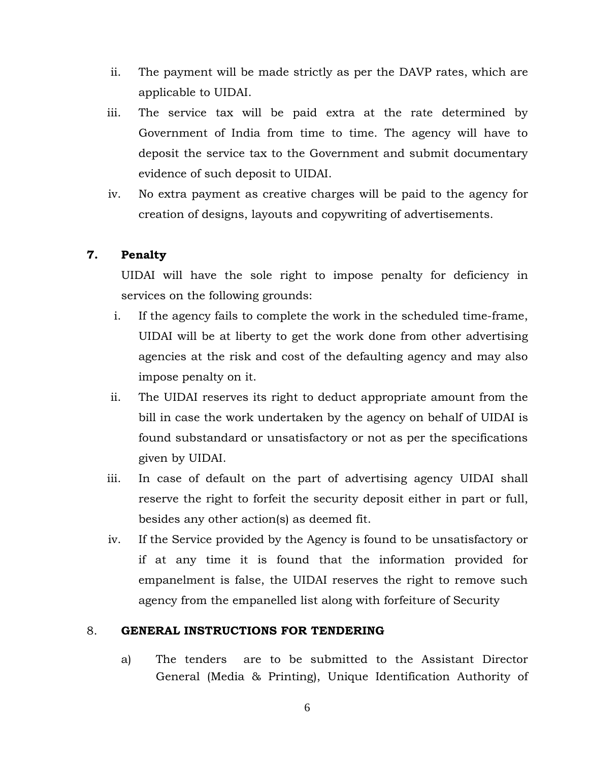ii. The payment will be made strictly as per the DAVP rates, which are applicable to UIDAI.

iii. The service tax will be paid extra at the rate determined by Government of India from time to time. The agency will have to deposit the service tax to the Government and submit documentary evidence of such deposit to UIDAI.

iv. No extra payment as creative charges will be paid to the agency for creation of designs, layouts and copywriting of advertisements.

**7. Penalty**

UIDAI will have the sole right to impose penalty for deficiency in services on the following grounds:

i. If the agency fails to complete the work in the scheduled time-frame, UIDAI will be at liberty to get the work done from other advertising agencies at the risk and cost of the defaulting agency and may also impose penalty on it.

ii. The UIDAI reserves its right to deduct appropriate amount from the bill in case the work undertaken by the agency on behalf of UIDAI is found substandard or unsatisfactory or not as per the specifications given by UIDAI.

iii. In case of default on the part of advertising agency UIDAI shall reserve the right to forfeit the security deposit either in part or full, besides any other action(s) as deemed fit.

iv. If the Service provided by the Agency is found to be unsatisfactory or if at any time it is found that the information provided for empanelment is false, the UIDAI reserves the right to remove such agency from the empanelled list along with forfeiture of Security

8. **GENERAL INSTRUCTIONS FOR TENDERING**

a) The tenders are to be submitted to the Assistant Director General (Media & Printing), Unique Identification Authority of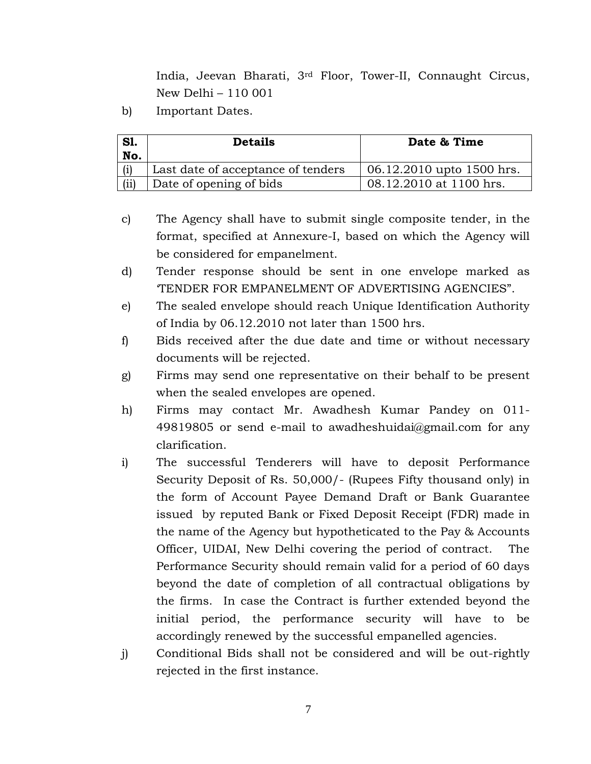India, Jeevan Bharati, 3rd Floor, Tower-II, Connaught Circus, New Delhi – 110 001

b) Important Dates.

| **Sl. No.** | **Details** | **Date & Time** |
|---|---|---|
| (i) | Last date of acceptance of tenders | 06.12.2010 upto 1500 hrs. |
| (ii) | Date of opening of bids | 08.12.2010 at 1100 hrs. |

c) The Agency shall have to submit single composite tender, in the format, specified at Annexure-I, based on which the Agency will be considered for empanelment.

d) Tender response should be sent in one envelope marked as 'TENDER FOR EMPANELMENT OF ADVERTISING AGENCIES".

e) The sealed envelope should reach Unique Identification Authority of India by 06.12.2010 not later than 1500 hrs.

f) Bids received after the due date and time or without necessary documents will be rejected.

g) Firms may send one representative on their behalf to be present when the sealed envelopes are opened.

h) Firms may contact Mr. Awadhesh Kumar Pandey on 011-49819805 or send e-mail to awadheshuidai@gmail.com for any clarification.

i) The successful Tenderers will have to deposit Performance Security Deposit of Rs. 50,000/- (Rupees Fifty thousand only) in the form of Account Payee Demand Draft or Bank Guarantee issued by reputed Bank or Fixed Deposit Receipt (FDR) made in the name of the Agency but hypotheticated to the Pay & Accounts Officer, UIDAI, New Delhi covering the period of contract. The Performance Security should remain valid for a period of 60 days beyond the date of completion of all contractual obligations by the firms. In case the Contract is further extended beyond the initial period, the performance security will have to be accordingly renewed by the successful empanelled agencies.

j) Conditional Bids shall not be considered and will be out-rightly rejected in the first instance.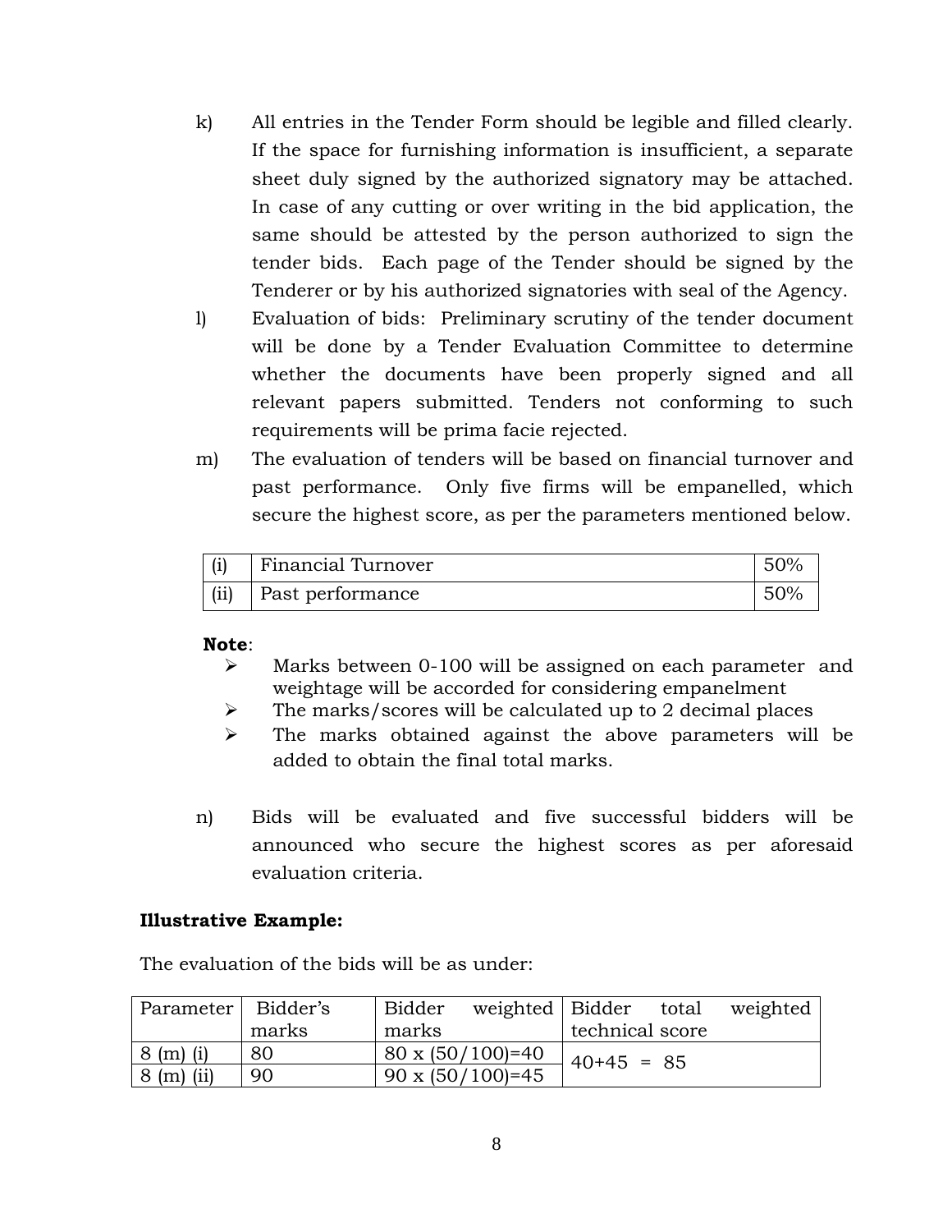k) All entries in the Tender Form should be legible and filled clearly. If the space for furnishing information is insufficient, a separate sheet duly signed by the authorized signatory may be attached. In case of any cutting or over writing in the bid application, the same should be attested by the person authorized to sign the tender bids. Each page of the Tender should be signed by the Tenderer or by his authorized signatories with seal of the Agency.

l) Evaluation of bids: Preliminary scrutiny of the tender document will be done by a Tender Evaluation Committee to determine whether the documents have been properly signed and all relevant papers submitted. Tenders not conforming to such requirements will be prima facie rejected.

m) The evaluation of tenders will be based on financial turnover and past performance. Only five firms will be empanelled, which secure the highest score, as per the parameters mentioned below.

| | | |
|---|---|---|
| (i) | Financial Turnover | 50% |
| (ii) | Past performance | 50% |

**Note**:

- Marks between 0-100 will be assigned on each parameter and weightage will be accorded for considering empanelment
- The marks/scores will be calculated up to 2 decimal places
- The marks obtained against the above parameters will be added to obtain the final total marks.

n) Bids will be evaluated and five successful bidders will be announced who secure the highest scores as per aforesaid evaluation criteria.

**Illustrative Example:**

The evaluation of the bids will be as under:

| Parameter | Bidder's marks | Bidder weighted marks | Bidder total weighted technical score |
|---|---|---|---|
| 8 (m) (i) | 80 | 80 x (50/100)=40 | 40+45 = 85 |
| 8 (m) (ii) | 90 | 90 x (50/100)=45 | |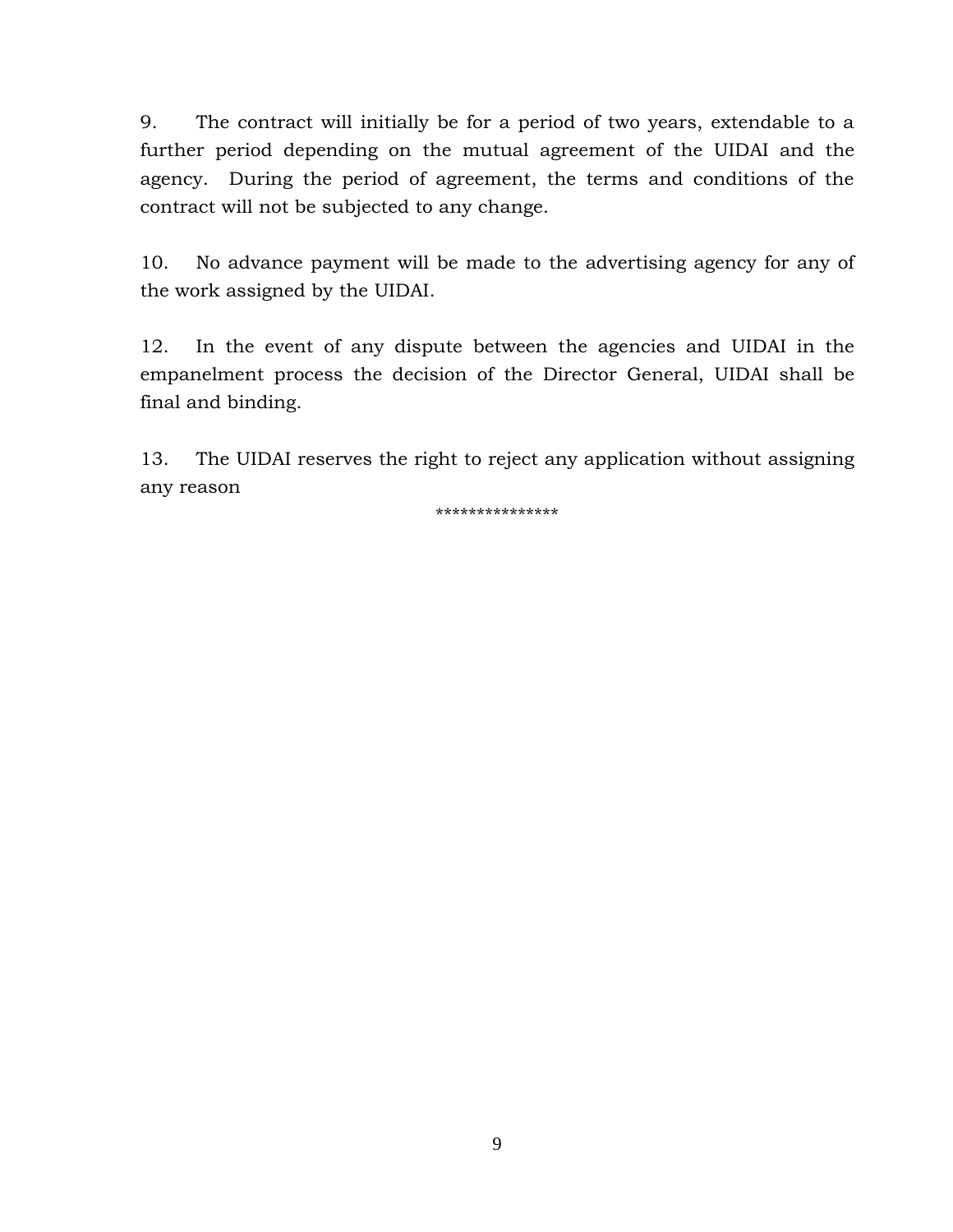9. The contract will initially be for a period of two years, extendable to a further period depending on the mutual agreement of the UIDAI and the agency. During the period of agreement, the terms and conditions of the contract will not be subjected to any change.

10. No advance payment will be made to the advertising agency for any of the work assigned by the UIDAI.

12. In the event of any dispute between the agencies and UIDAI in the empanelment process the decision of the Director General, UIDAI shall be final and binding.

13. The UIDAI reserves the right to reject any application without assigning any reason

***************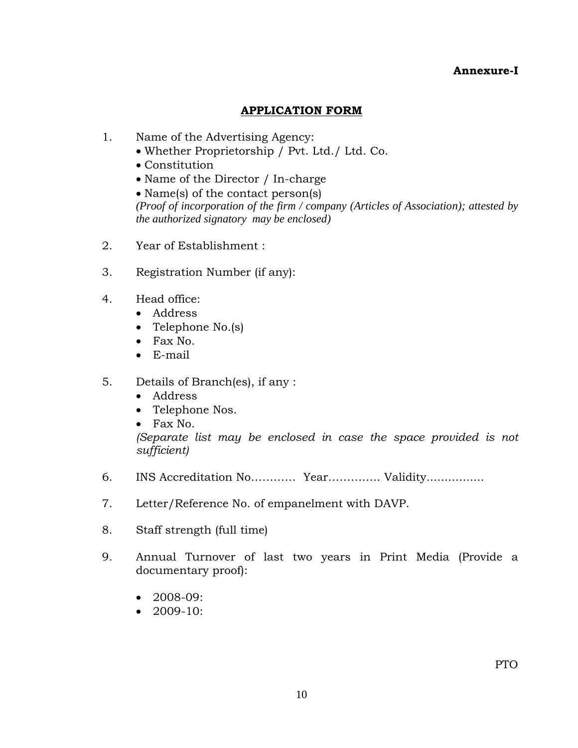**Annexure-I**

## APPLICATION FORM

1. Name of the Advertising Agency:
   - Whether Proprietorship / Pvt. Ltd./ Ltd. Co.
   - Constitution
   - Name of the Director / In-charge
   - Name(s) of the contact person(s)

   *(Proof of incorporation of the firm / company (Articles of Association); attested by the authorized signatory may be enclosed)*

2. Year of Establishment :

3. Registration Number (if any):

4. Head office:
   - Address
   - Telephone No.(s)
   - Fax No.
   - E-mail

5. Details of Branch(es), if any :
   - Address
   - Telephone Nos.
   - Fax No.

   *(Separate list may be enclosed in case the space provided is not sufficient)*

6. INS Accreditation No………… Year………….. Validity…………….

7. Letter/Reference No. of empanelment with DAVP.

8. Staff strength (full time)

9. Annual Turnover of last two years in Print Media (Provide a documentary proof):
   - 2008-09:
   - 2009-10:

PTO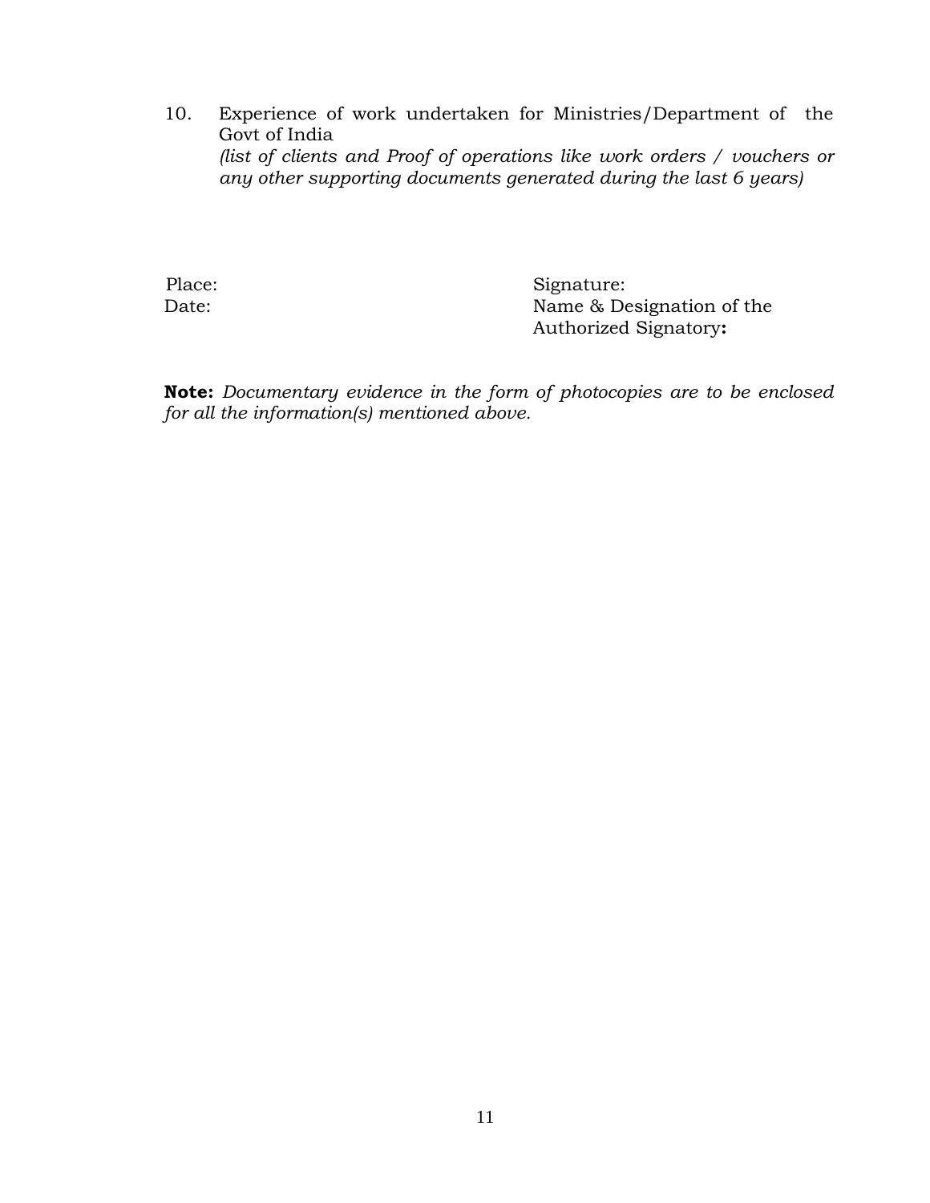10. Experience of work undertaken for Ministries/Department of the Govt of India
    *(list of clients and Proof of operations like work orders / vouchers or any other supporting documents generated during the last 6 years)*

| | |
|---|---|
| Place: | Signature: |
| Date: | Name & Designation of the Authorized Signatory**:** |

**Note:** *Documentary evidence in the form of photocopies are to be enclosed for all the information(s) mentioned above.*